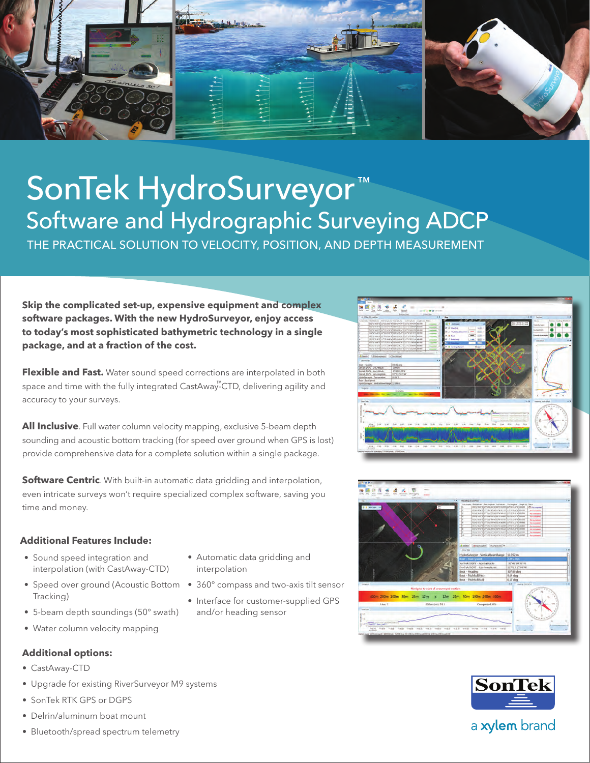# SonTek HydroSurveyor™

## Software and Hydrographic Surveying ADCP

THE PRACTICAL SOLUTION TO VELOCITY, POSITION, AND DEPTH MEASUREMENT

**Skip the complicated set-up, expensive equipment and complex software packages. With the new HydroSurveyor, enjoy access to today's most sophisticated bathymetric technology in a single package, and at a fraction of the cost.**

**Flexible and Fast.** Water sound speed corrections are interpolated in both space and time with the fully integrated CastAway™-CTD, delivering agility and accuracy to your surveys.

**All Inclusive**. Full water column velocity mapping, exclusive 5-beam depth sounding and acoustic bottom tracking (for speed over ground when GPS is lost) provide comprehensive data for a complete solution within a single package.

**Software Centric**. With built-in automatic data gridding and interpolation, even intricate surveys won't require specialized complex software, saving you time and money.

### Additional Features Include:

- Sound speed integration and interpolation (with CastAway-CTD)
- Speed over ground (Acoustic Bottom Tracking)
- 5-beam depth soundings (50° swath)
- Water column velocity mapping
- Automatic data gridding and interpolation
- 360° compass and two-axis tilt sensor
- Interface for customer-supplied GPS and/or heading sensor

### Additional options:

- CastAway-CTD
- Upgrade for existing RiverSurveyor M9 systems
- SonTek RTK GPS or DGPS
- Delrin/aluminum boat mount
- Bluetooth/spread spectrum telemetry

SonTek

a xylem brand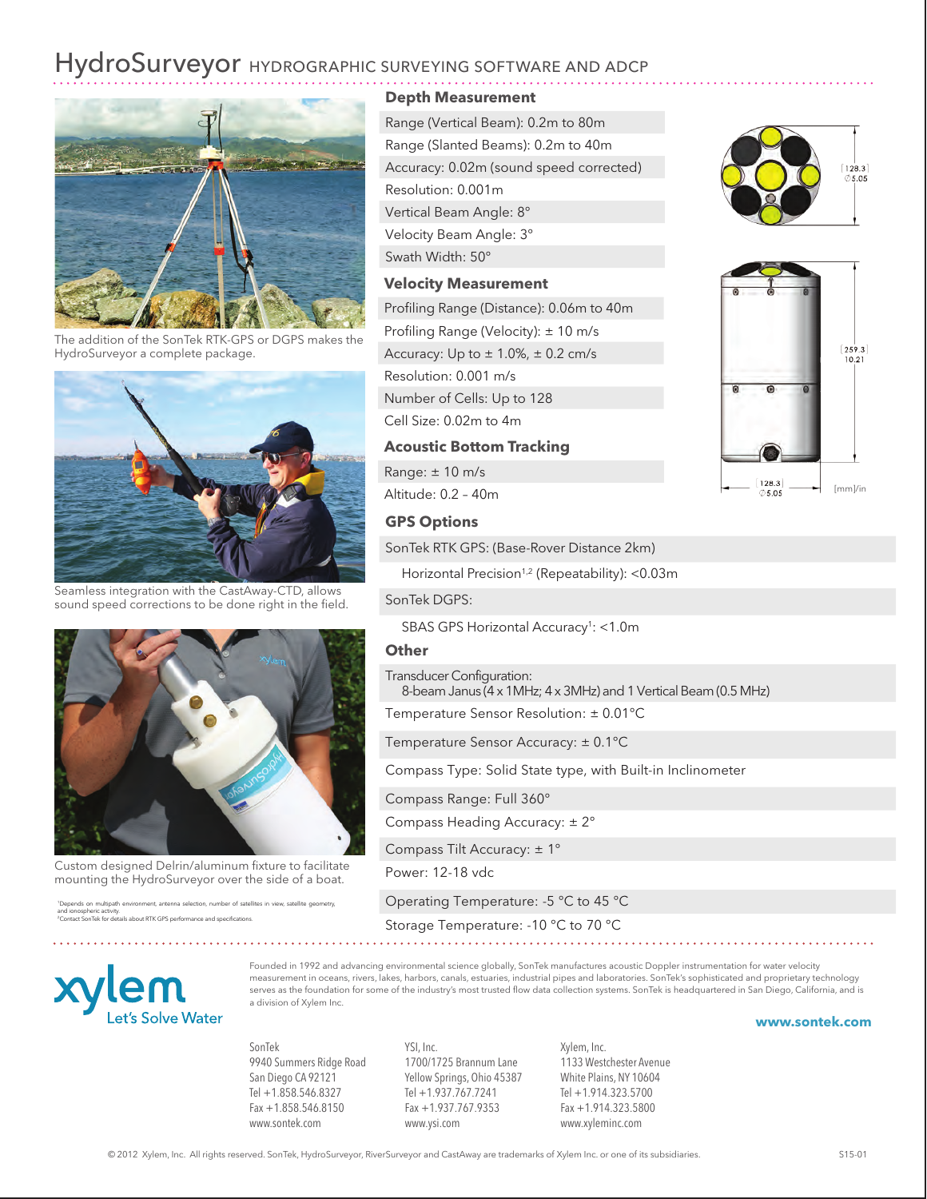# HydroSurveyor HYDROGRAPHIC SURVEYING SOFTWARE AND ADCP

The addition of the SonTek RTK-GPS or DGPS makes the HydroSurveyor a complete package.

Seamless integration with the CastAway-CTD, allows sound speed corrections to be done right in the field.

Custom designed Delrin/aluminum fixture to facilitate mounting the HydroSurveyor over the side of a boat.

[1]Depends on multipath environment, antenna selection, number of satellites in view, satellite geometry, and ionospheric activity.
[2]Contact SonTek for details about RTK GPS performance and specifications.

### Depth Measurement

Range (Vertical Beam): 0.2m to 80m
Range (Slanted Beams): 0.2m to 40m
Accuracy: 0.02m (sound speed corrected)
Resolution: 0.001m
Vertical Beam Angle: 8°
Velocity Beam Angle: 3°
Swath Width: 50°

### Velocity Measurement

Profiling Range (Distance): 0.06m to 40m
Profiling Range (Velocity): ± 10 m/s
Accuracy: Up to ± 1.0%, ± 0.2 cm/s
Resolution: 0.001 m/s
Number of Cells: Up to 128
Cell Size: 0.02m to 4m

### Acoustic Bottom Tracking

Range: ± 10 m/s
Altitude: 0.2 – 40m

### GPS Options

SonTek RTK GPS: (Base-Rover Distance 2km)
Horizontal Precision[1,2] (Repeatability): <0.03m

SonTek DGPS:
SBAS GPS Horizontal Accuracy[1]: <1.0m

### Other

Transducer Configuration:
8-beam Janus (4 x 1MHz; 4 x 3MHz) and 1 Vertical Beam (0.5 MHz)
Temperature Sensor Resolution: ± 0.01°C
Temperature Sensor Accuracy: ± 0.1°C
Compass Type: Solid State type, with Built-in Inclinometer
Compass Range: Full 360°
Compass Heading Accuracy: ± 2°
Compass Tilt Accuracy: ± 1°
Power: 12-18 vdc
Operating Temperature: -5 °C to 45 °C
Storage Temperature: -10 °C to 70 °C

[128.3]
∅5.05

[259.3]
10.21

[128.3]
∅5.05

[mm]/in

xylem
Let's Solve Water

Founded in 1992 and advancing environmental science globally, SonTek manufactures acoustic Doppler instrumentation for water velocity measurement in oceans, rivers, lakes, harbors, canals, estuaries, industrial pipes and laboratories. SonTek's sophisticated and proprietary technology serves as the foundation for some of the industry's most trusted flow data collection systems. SonTek is headquartered in San Diego, California, and is a division of Xylem Inc.

**www.sontek.com**

SonTek
9940 Summers Ridge Road
San Diego CA 92121
Tel +1.858.546.8327
Fax +1.858.546.8150
www.sontek.com

YSI, Inc.
1700/1725 Brannum Lane
Yellow Springs, Ohio 45387
Tel +1.937.767.7241
Fax +1.937.767.9353
www.ysi.com

Xylem, Inc.
1133 Westchester Avenue
White Plains, NY 10604
Tel +1.914.323.5700
Fax +1.914.323.5800
www.xyleminc.com

© 2012 Xylem, Inc. All rights reserved. SonTek, HydroSurveyor, RiverSurveyor and CastAway are trademarks of Xylem Inc. or one of its subsidiaries.

S15-01